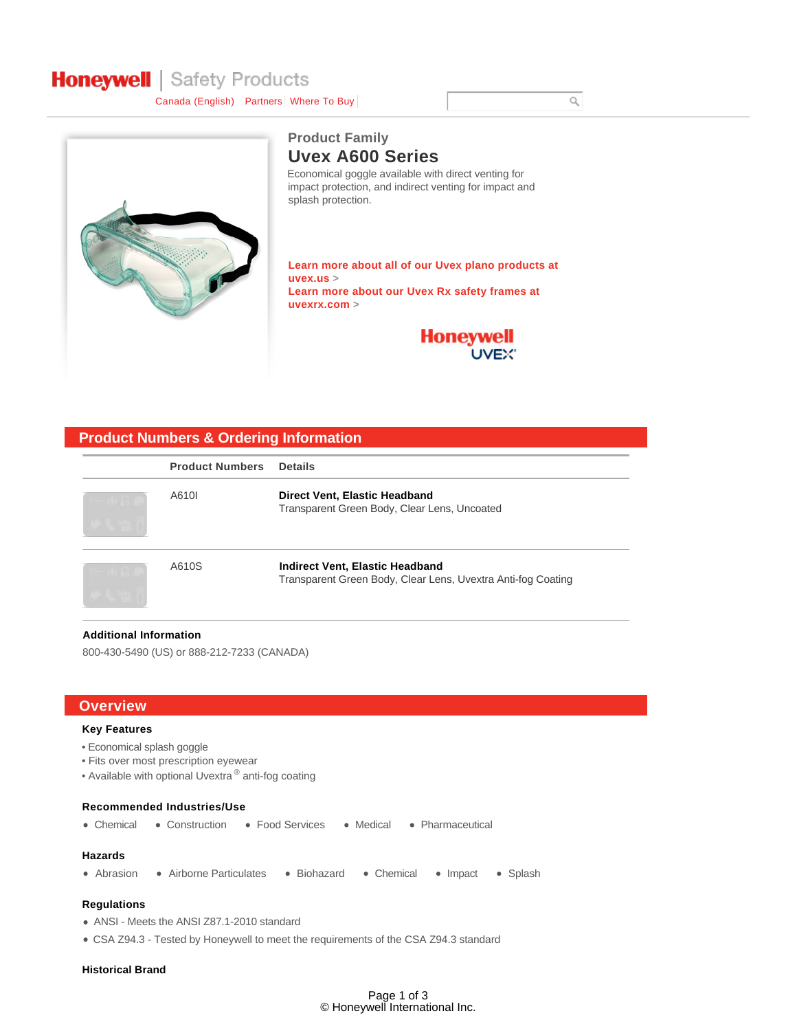Honeywell | Safety Products

Canada (English) | Partners | Where To Buy

## Product Family

# Uvex A600 Series

Economical goggle available with direct venting for impact protection, and indirect venting for impact and splash protection.

**Learn more about all of our Uvex plano products at uvex.us >**

**Learn more about our Uvex Rx safety frames at uvexrx.com >**

## Product Numbers & Ordering Information

| Product Numbers | Details |
|---|---|
| A610I | **Direct Vent, Elastic Headband**<br>Transparent Green Body, Clear Lens, Uncoated |
| A610S | **Indirect Vent, Elastic Headband**<br>Transparent Green Body, Clear Lens, Uvextra Anti-fog Coating |

**Additional Information**

800-430-5490 (US) or 888-212-7233 (CANADA)

## Overview

**Key Features**

- Economical splash goggle
- Fits over most prescription eyewear
- Available with optional Uvextra® anti-fog coating

**Recommended Industries/Use**

- Chemical
- Construction
- Food Services
- Medical
- Pharmaceutical

**Hazards**

- Abrasion
- Airborne Particulates
- Biohazard
- Chemical
- Impact
- Splash

**Regulations**

- ANSI - Meets the ANSI Z87.1-2010 standard
- CSA Z94.3 - Tested by Honeywell to meet the requirements of the CSA Z94.3 standard

**Historical Brand**

© Honeywell International Inc.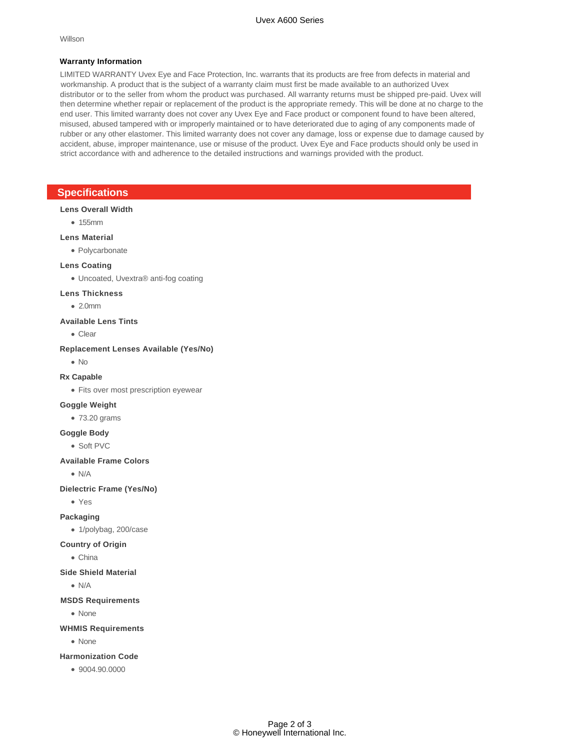Willson

### Warranty Information

LIMITED WARRANTY Uvex Eye and Face Protection, Inc. warrants that its products are free from defects in material and workmanship. A product that is the subject of a warranty claim must first be made available to an authorized Uvex distributor or to the seller from whom the product was purchased. All warranty returns must be shipped pre-paid. Uvex will then determine whether repair or replacement of the product is the appropriate remedy. This will be done at no charge to the end user. This limited warranty does not cover any Uvex Eye and Face product or component found to have been altered, misused, abused tampered with or improperly maintained or to have deteriorated due to aging of any components made of rubber or any other elastomer. This limited warranty does not cover any damage, loss or expense due to damage caused by accident, abuse, improper maintenance, use or misuse of the product. Uvex Eye and Face products should only be used in strict accordance with and adherence to the detailed instructions and warnings provided with the product.

## Specifications

**Lens Overall Width**

- 155mm

**Lens Material**

- Polycarbonate

**Lens Coating**

- Uncoated, Uvextra® anti-fog coating

**Lens Thickness**

- 2.0mm

**Available Lens Tints**

- Clear

**Replacement Lenses Available (Yes/No)**

- No

**Rx Capable**

- Fits over most prescription eyewear

**Goggle Weight**

- 73.20 grams

**Goggle Body**

- Soft PVC

**Available Frame Colors**

- N/A

**Dielectric Frame (Yes/No)**

- Yes

**Packaging**

- 1/polybag, 200/case

**Country of Origin**

- China

**Side Shield Material**

- N/A

**MSDS Requirements**

- None

**WHMIS Requirements**

- None

**Harmonization Code**

- 9004.90.0000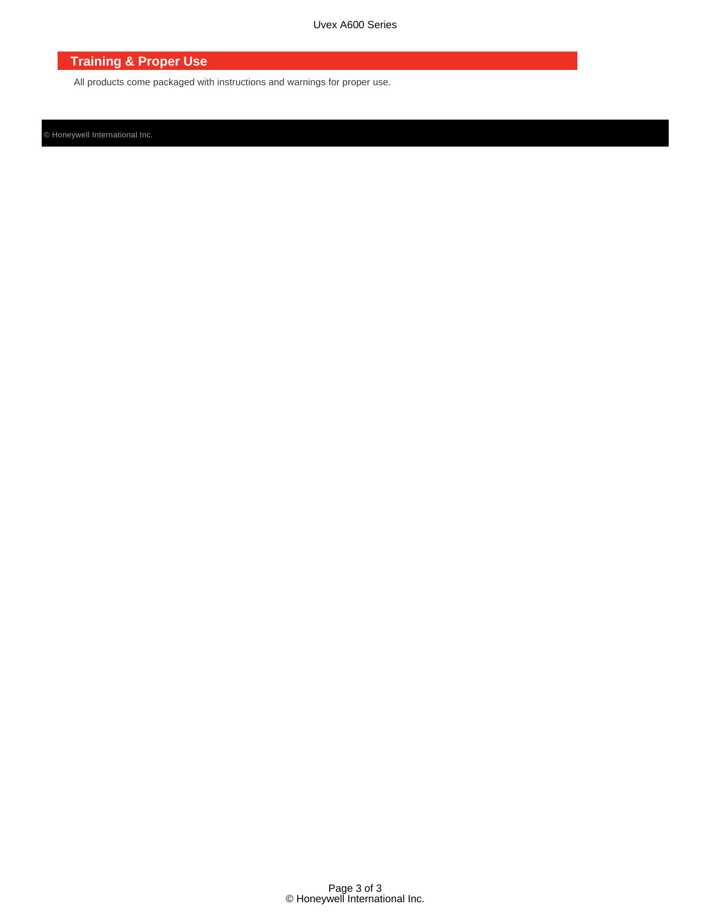## Training & Proper Use

All products come packaged with instructions and warnings for proper use.

© Honeywell International Inc.